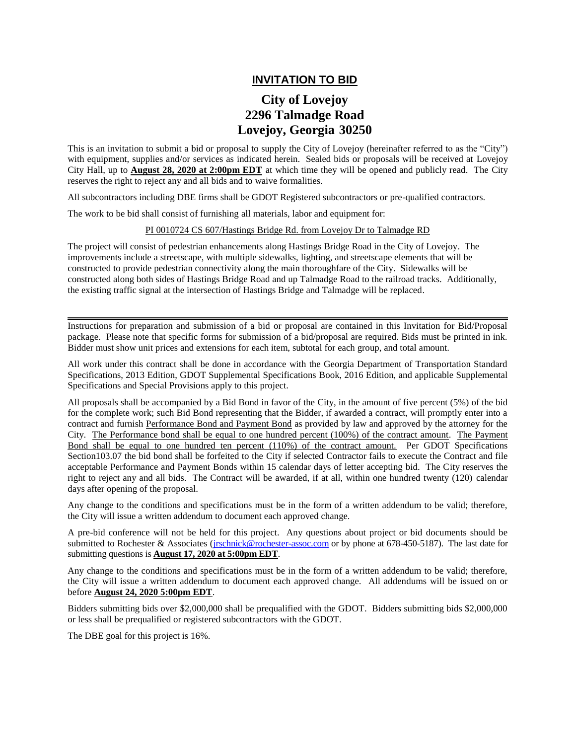## INVITATION TO BID

# City of Lovejoy
# 2296 Talmadge Road
# Lovejoy, Georgia 30250

This is an invitation to submit a bid or proposal to supply the City of Lovejoy (hereinafter referred to as the "City") with equipment, supplies and/or services as indicated herein. Sealed bids or proposals will be received at Lovejoy City Hall, up to **August 28, 2020 at 2:00pm EDT** at which time they will be opened and publicly read. The City reserves the right to reject any and all bids and to waive formalities.

All subcontractors including DBE firms shall be GDOT Registered subcontractors or pre-qualified contractors.

The work to be bid shall consist of furnishing all materials, labor and equipment for:

PI 0010724 CS 607/Hastings Bridge Rd. from Lovejoy Dr to Talmadge RD

The project will consist of pedestrian enhancements along Hastings Bridge Road in the City of Lovejoy. The improvements include a streetscape, with multiple sidewalks, lighting, and streetscape elements that will be constructed to provide pedestrian connectivity along the main thoroughfare of the City. Sidewalks will be constructed along both sides of Hastings Bridge Road and up Talmadge Road to the railroad tracks. Additionally, the existing traffic signal at the intersection of Hastings Bridge and Talmadge will be replaced.

---

Instructions for preparation and submission of a bid or proposal are contained in this Invitation for Bid/Proposal package. Please note that specific forms for submission of a bid/proposal are required. Bids must be printed in ink. Bidder must show unit prices and extensions for each item, subtotal for each group, and total amount.

All work under this contract shall be done in accordance with the Georgia Department of Transportation Standard Specifications, 2013 Edition, GDOT Supplemental Specifications Book, 2016 Edition, and applicable Supplemental Specifications and Special Provisions apply to this project.

All proposals shall be accompanied by a Bid Bond in favor of the City, in the amount of five percent (5%) of the bid for the complete work; such Bid Bond representing that the Bidder, if awarded a contract, will promptly enter into a contract and furnish Performance Bond and Payment Bond as provided by law and approved by the attorney for the City. The Performance bond shall be equal to one hundred percent (100%) of the contract amount. The Payment Bond shall be equal to one hundred ten percent (110%) of the contract amount. Per GDOT Specifications Section103.07 the bid bond shall be forfeited to the City if selected Contractor fails to execute the Contract and file acceptable Performance and Payment Bonds within 15 calendar days of letter accepting bid. The City reserves the right to reject any and all bids. The Contract will be awarded, if at all, within one hundred twenty (120) calendar days after opening of the proposal.

Any change to the conditions and specifications must be in the form of a written addendum to be valid; therefore, the City will issue a written addendum to document each approved change.

A pre-bid conference will not be held for this project. Any questions about project or bid documents should be submitted to Rochester & Associates (jrschnick@rochester-assoc.com or by phone at 678-450-5187). The last date for submitting questions is **August 17, 2020 at 5:00pm EDT**.

Any change to the conditions and specifications must be in the form of a written addendum to be valid; therefore, the City will issue a written addendum to document each approved change. All addendums will be issued on or before **August 24, 2020 5:00pm EDT**.

Bidders submitting bids over $2,000,000 shall be prequalified with the GDOT. Bidders submitting bids $2,000,000 or less shall be prequalified or registered subcontractors with the GDOT.

The DBE goal for this project is 16%.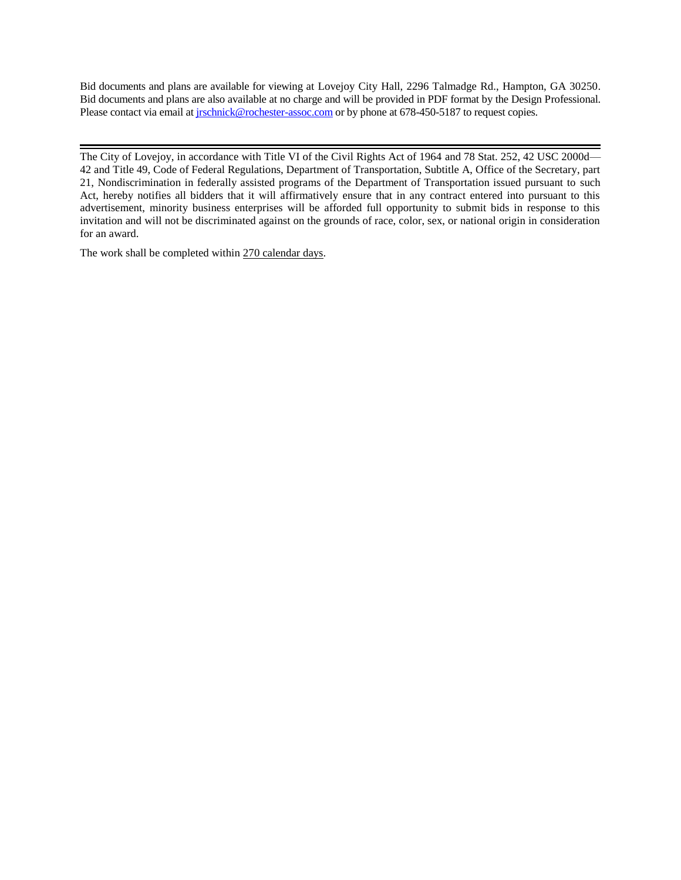Bid documents and plans are available for viewing at Lovejoy City Hall, 2296 Talmadge Rd., Hampton, GA 30250. Bid documents and plans are also available at no charge and will be provided in PDF format by the Design Professional. Please contact via email at jrschnick@rochester-assoc.com or by phone at 678-450-5187 to request copies.

---

The City of Lovejoy, in accordance with Title VI of the Civil Rights Act of 1964 and 78 Stat. 252, 42 USC 2000d—42 and Title 49, Code of Federal Regulations, Department of Transportation, Subtitle A, Office of the Secretary, part 21, Nondiscrimination in federally assisted programs of the Department of Transportation issued pursuant to such Act, hereby notifies all bidders that it will affirmatively ensure that in any contract entered into pursuant to this advertisement, minority business enterprises will be afforded full opportunity to submit bids in response to this invitation and will not be discriminated against on the grounds of race, color, sex, or national origin in consideration for an award.

The work shall be completed within 270 calendar days.